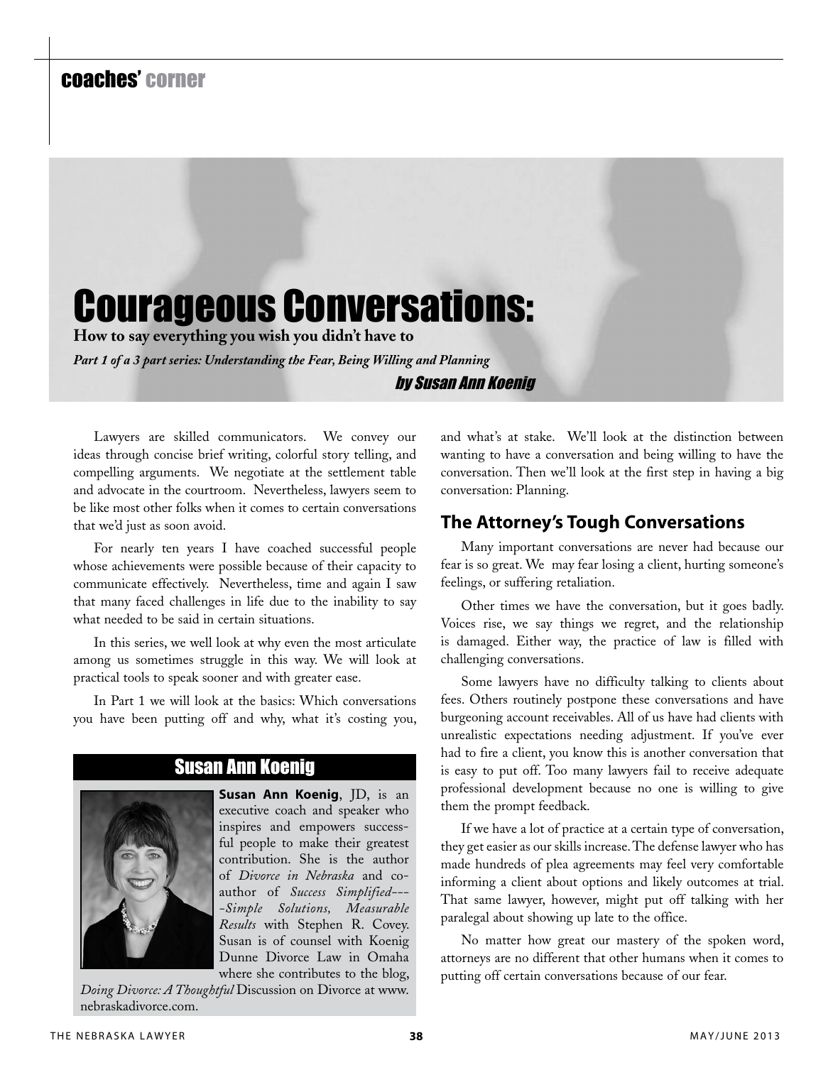coaches' corner

# Courageous Conversations:

**How to say everything you wish you didn't have to**

***Part 1 of a 3 part series: Understanding the Fear, Being Willing and Planning***

*by Susan Ann Koenig*

Lawyers are skilled communicators. We convey our ideas through concise brief writing, colorful story telling, and compelling arguments. We negotiate at the settlement table and advocate in the courtroom. Nevertheless, lawyers seem to be like most other folks when it comes to certain conversations that we'd just as soon avoid.

For nearly ten years I have coached successful people whose achievements were possible because of their capacity to communicate effectively. Nevertheless, time and again I saw that many faced challenges in life due to the inability to say what needed to be said in certain situations.

In this series, we well look at why even the most articulate among us sometimes struggle in this way. We will look at practical tools to speak sooner and with greater ease.

In Part 1 we will look at the basics: Which conversations you have been putting off and why, what it's costing you, and what's at stake. We'll look at the distinction between wanting to have a conversation and being willing to have the conversation. Then we'll look at the first step in having a big conversation: Planning.

## The Attorney's Tough Conversations

Many important conversations are never had because our fear is so great. We may fear losing a client, hurting someone's feelings, or suffering retaliation.

Other times we have the conversation, but it goes badly. Voices rise, we say things we regret, and the relationship is damaged. Either way, the practice of law is filled with challenging conversations.

Some lawyers have no difficulty talking to clients about fees. Others routinely postpone these conversations and have burgeoning account receivables. All of us have had clients with unrealistic expectations needing adjustment. If you've ever had to fire a client, you know this is another conversation that is easy to put off. Too many lawyers fail to receive adequate professional development because no one is willing to give them the prompt feedback.

If we have a lot of practice at a certain type of conversation, they get easier as our skills increase. The defense lawyer who has made hundreds of plea agreements may feel very comfortable informing a client about options and likely outcomes at trial. That same lawyer, however, might put off talking with her paralegal about showing up late to the office.

No matter how great our mastery of the spoken word, attorneys are no different that other humans when it comes to putting off certain conversations because of our fear.

---

### Susan Ann Koenig

**Susan Ann Koenig**, JD, is an executive coach and speaker who inspires and empowers successful people to make their greatest contribution. She is the author of *Divorce in Nebraska* and co-author of *Success Simplified----Simple Solutions, Measurable Results* with Stephen R. Covey. Susan is of counsel with Koenig Dunne Divorce Law in Omaha where she contributes to the blog, *Doing Divorce: A Thoughtful* Discussion on Divorce at www.nebraskadivorce.com.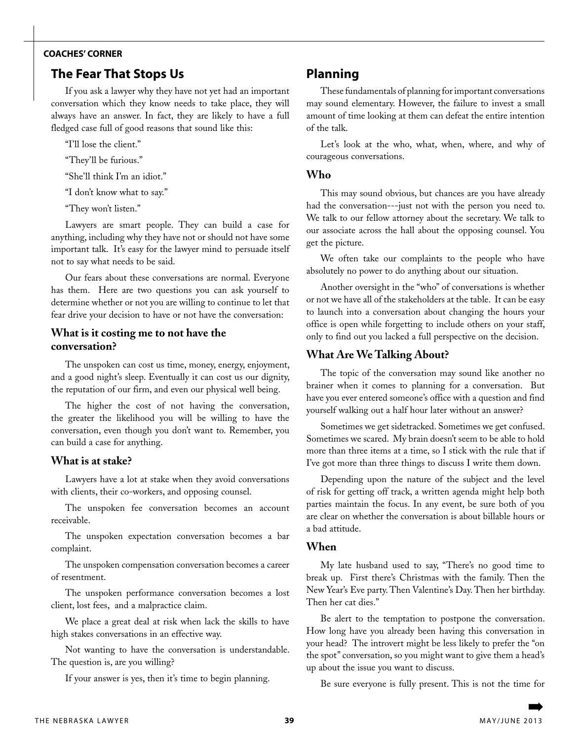**COACHES' CORNER**

## The Fear That Stops Us

If you ask a lawyer why they have not yet had an important conversation which they know needs to take place, they will always have an answer. In fact, they are likely to have a full fledged case full of good reasons that sound like this:

"I'll lose the client."

"They'll be furious."

"She'll think I'm an idiot."

"I don't know what to say."

"They won't listen."

Lawyers are smart people. They can build a case for anything, including why they have not or should not have some important talk. It's easy for the lawyer mind to persuade itself not to say what needs to be said.

Our fears about these conversations are normal. Everyone has them. Here are two questions you can ask yourself to determine whether or not you are willing to continue to let that fear drive your decision to have or not have the conversation:

### What is it costing me to not have the conversation?

The unspoken can cost us time, money, energy, enjoyment, and a good night's sleep. Eventually it can cost us our dignity, the reputation of our firm, and even our physical well being.

The higher the cost of not having the conversation, the greater the likelihood you will be willing to have the conversation, even though you don't want to. Remember, you can build a case for anything.

### What is at stake?

Lawyers have a lot at stake when they avoid conversations with clients, their co-workers, and opposing counsel.

The unspoken fee conversation becomes an account receivable.

The unspoken expectation conversation becomes a bar complaint.

The unspoken compensation conversation becomes a career of resentment.

The unspoken performance conversation becomes a lost client, lost fees, and a malpractice claim.

We place a great deal at risk when lack the skills to have high stakes conversations in an effective way.

Not wanting to have the conversation is understandable. The question is, are you willing?

If your answer is yes, then it's time to begin planning.

## Planning

These fundamentals of planning for important conversations may sound elementary. However, the failure to invest a small amount of time looking at them can defeat the entire intention of the talk.

Let's look at the who, what, when, where, and why of courageous conversations.

### Who

This may sound obvious, but chances are you have already had the conversation---just not with the person you need to. We talk to our fellow attorney about the secretary. We talk to our associate across the hall about the opposing counsel. You get the picture.

We often take our complaints to the people who have absolutely no power to do anything about our situation.

Another oversight in the "who" of conversations is whether or not we have all of the stakeholders at the table. It can be easy to launch into a conversation about changing the hours your office is open while forgetting to include others on your staff, only to find out you lacked a full perspective on the decision.

### What Are We Talking About?

The topic of the conversation may sound like another no brainer when it comes to planning for a conversation. But have you ever entered someone's office with a question and find yourself walking out a half hour later without an answer?

Sometimes we get sidetracked. Sometimes we get confused. Sometimes we scared. My brain doesn't seem to be able to hold more than three items at a time, so I stick with the rule that if I've got more than three things to discuss I write them down.

Depending upon the nature of the subject and the level of risk for getting off track, a written agenda might help both parties maintain the focus. In any event, be sure both of you are clear on whether the conversation is about billable hours or a bad attitude.

### When

My late husband used to say, "There's no good time to break up. First there's Christmas with the family. Then the New Year's Eve party. Then Valentine's Day. Then her birthday. Then her cat dies."

Be alert to the temptation to postpone the conversation. How long have you already been having this conversation in your head? The introvert might be less likely to prefer the "on the spot" conversation, so you might want to give them a head's up about the issue you want to discuss.

Be sure everyone is fully present. This is not the time for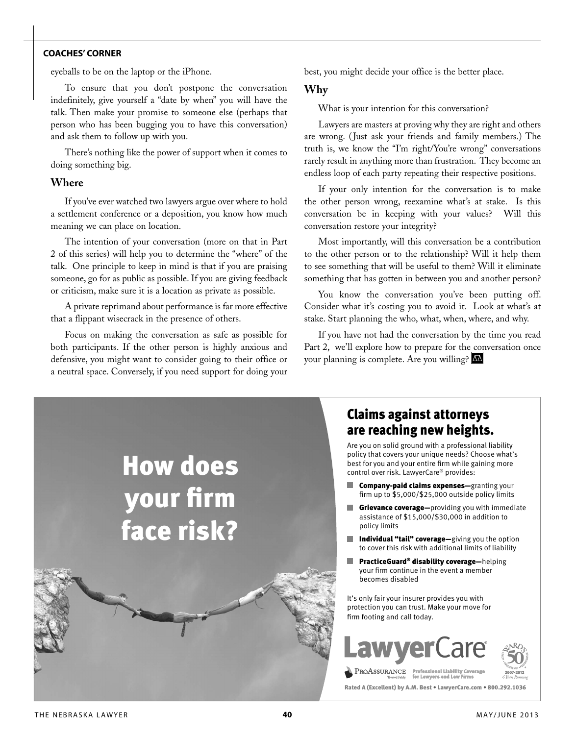eyeballs to be on the laptop or the iPhone.

To ensure that you don't postpone the conversation indefinitely, give yourself a "date by when" you will have the talk. Then make your promise to someone else (perhaps that person who has been bugging you to have this conversation) and ask them to follow up with you.

There's nothing like the power of support when it comes to doing something big.

## Where

If you've ever watched two lawyers argue over where to hold a settlement conference or a deposition, you know how much meaning we can place on location.

The intention of your conversation (more on that in Part 2 of this series) will help you to determine the "where" of the talk. One principle to keep in mind is that if you are praising someone, go for as public as possible. If you are giving feedback or criticism, make sure it is a location as private as possible.

A private reprimand about performance is far more effective that a flippant wisecrack in the presence of others.

Focus on making the conversation as safe as possible for both participants. If the other person is highly anxious and defensive, you might want to consider going to their office or a neutral space. Conversely, if you need support for doing your best, you might decide your office is the better place.

## Why

What is your intention for this conversation?

Lawyers are masters at proving why they are right and others are wrong. (Just ask your friends and family members.) The truth is, we know the "I'm right/You're wrong" conversations rarely result in anything more than frustration. They become an endless loop of each party repeating their respective positions.

If your only intention for the conversation is to make the other person wrong, reexamine what's at stake. Is this conversation be in keeping with your values? Will this conversation restore your integrity?

Most importantly, will this conversation be a contribution to the other person or to the relationship? Will it help them to see something that will be useful to them? Will it eliminate something that has gotten in between you and another person?

You know the conversation you've been putting off. Consider what it's costing you to avoid it. Look at what's at stake. Start planning the who, what, when, where, and why.

If you have not had the conversation by the time you read Part 2, we'll explore how to prepare for the conversation once your planning is complete. Are you willing?

---

# How does your firm face risk?

## Claims against attorneys are reaching new heights.

Are you on solid ground with a professional liability policy that covers your unique needs? Choose what's best for you and your entire firm while gaining more control over risk. LawyerCare® provides:

- **Company-paid claims expenses—**granting your firm up to $5,000/$25,000 outside policy limits
- **Grievance coverage—**providing you with immediate assistance of $15,000/$30,000 in addition to policy limits
- **Individual "tail" coverage—**giving you the option to cover this risk with additional limits of liability
- **PracticeGuard® disability coverage—**helping your firm continue in the event a member becomes disabled

It's only fair your insurer provides you with protection you can trust. Make your move for firm footing and call today.

LawyerCare®

ProAssurance Treated Fairly — Professional Liability Coverage for Lawyers and Law Firms

Ward's 50 — 2007-2012 — 6 Years Running

Rated A (Excellent) by A.M. Best • LawyerCare.com • 800.292.1036